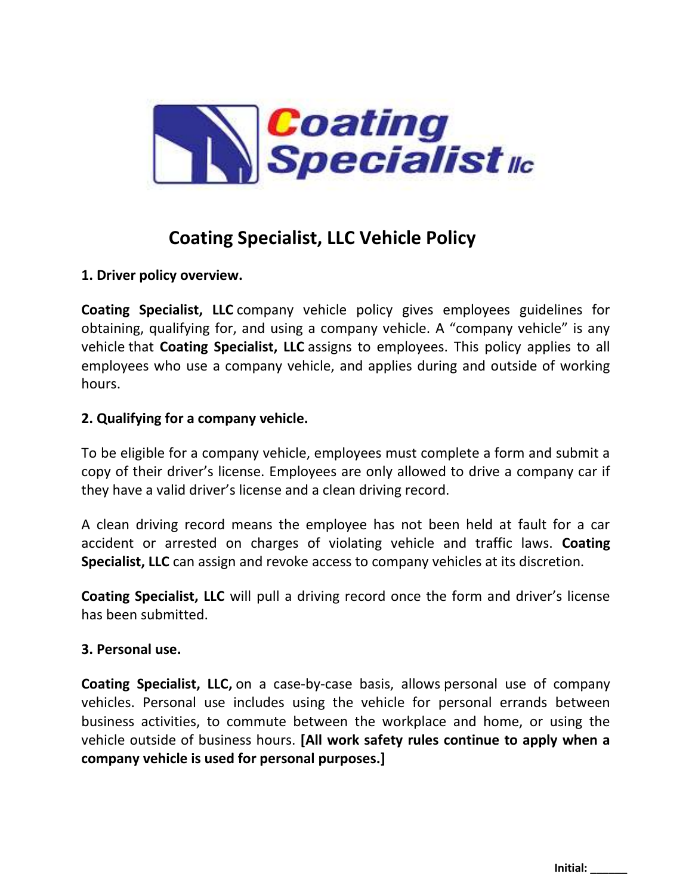# Coating Specialist, LLC Vehicle Policy

## 1. Driver policy overview.

**Coating Specialist, LLC** company vehicle policy gives employees guidelines for obtaining, qualifying for, and using a company vehicle. A “company vehicle” is any vehicle that **Coating Specialist, LLC** assigns to employees. This policy applies to all employees who use a company vehicle, and applies during and outside of working hours.

## 2. Qualifying for a company vehicle.

To be eligible for a company vehicle, employees must complete a form and submit a copy of their driver’s license. Employees are only allowed to drive a company car if they have a valid driver’s license and a clean driving record.

A clean driving record means the employee has not been held at fault for a car accident or arrested on charges of violating vehicle and traffic laws. **Coating Specialist, LLC** can assign and revoke access to company vehicles at its discretion.

**Coating Specialist, LLC** will pull a driving record once the form and driver’s license has been submitted.

## 3. Personal use.

**Coating Specialist, LLC,** on a case-by-case basis, allows personal use of company vehicles. Personal use includes using the vehicle for personal errands between business activities, to commute between the workplace and home, or using the vehicle outside of business hours. **[All work safety rules continue to apply when a company vehicle is used for personal purposes.]**

Initial: ______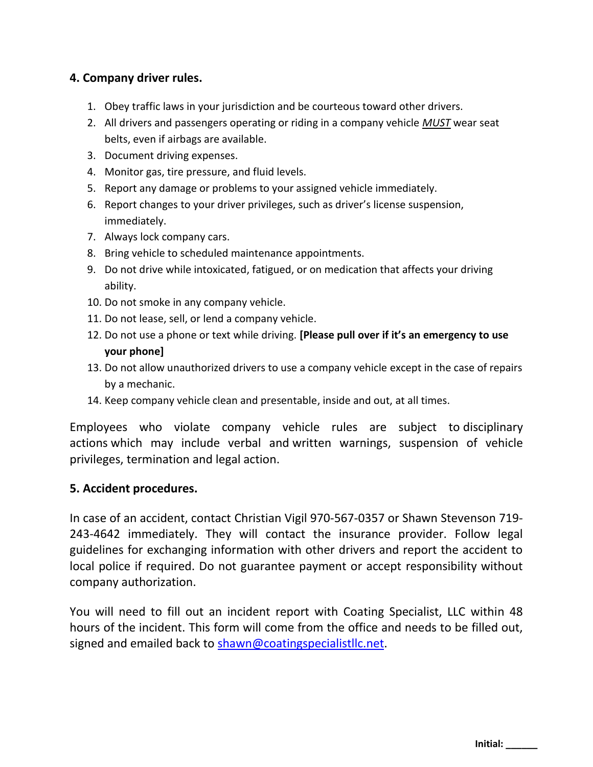## 4. Company driver rules.

1. Obey traffic laws in your jurisdiction and be courteous toward other drivers.
2. All drivers and passengers operating or riding in a company vehicle ***MUST*** wear seat belts, even if airbags are available.
3. Document driving expenses.
4. Monitor gas, tire pressure, and fluid levels.
5. Report any damage or problems to your assigned vehicle immediately.
6. Report changes to your driver privileges, such as driver's license suspension, immediately.
7. Always lock company cars.
8. Bring vehicle to scheduled maintenance appointments.
9. Do not drive while intoxicated, fatigued, or on medication that affects your driving ability.
10. Do not smoke in any company vehicle.
11. Do not lease, sell, or lend a company vehicle.
12. Do not use a phone or text while driving. **[Please pull over if it's an emergency to use your phone]**
13. Do not allow unauthorized drivers to use a company vehicle except in the case of repairs by a mechanic.
14. Keep company vehicle clean and presentable, inside and out, at all times.

Employees who violate company vehicle rules are subject to disciplinary actions which may include verbal and written warnings, suspension of vehicle privileges, termination and legal action.

## 5. Accident procedures.

In case of an accident, contact Christian Vigil 970-567-0357 or Shawn Stevenson 719-243-4642 immediately. They will contact the insurance provider. Follow legal guidelines for exchanging information with other drivers and report the accident to local police if required. Do not guarantee payment or accept responsibility without company authorization.

You will need to fill out an incident report with Coating Specialist, LLC within 48 hours of the incident. This form will come from the office and needs to be filled out, signed and emailed back to shawn@coatingspecialistllc.net.

**Initial: ______**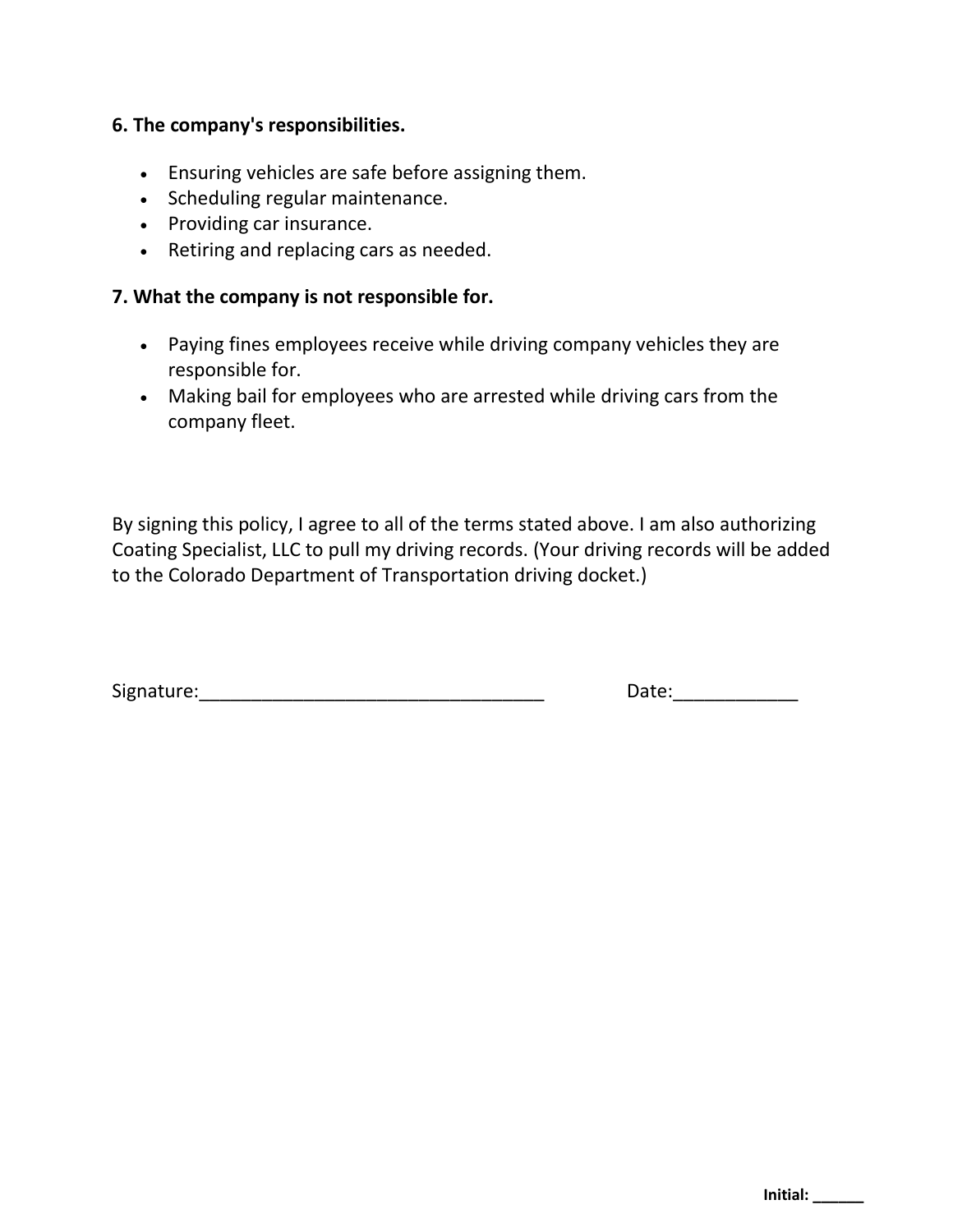**6. The company's responsibilities.**

- Ensuring vehicles are safe before assigning them.
- Scheduling regular maintenance.
- Providing car insurance.
- Retiring and replacing cars as needed.

**7. What the company is not responsible for.**

- Paying fines employees receive while driving company vehicles they are responsible for.
- Making bail for employees who are arrested while driving cars from the company fleet.

By signing this policy, I agree to all of the terms stated above. I am also authorizing Coating Specialist, LLC to pull my driving records. (Your driving records will be added to the Colorado Department of Transportation driving docket.)

Signature:_________________________________ Date:____________

**Initial: ______**